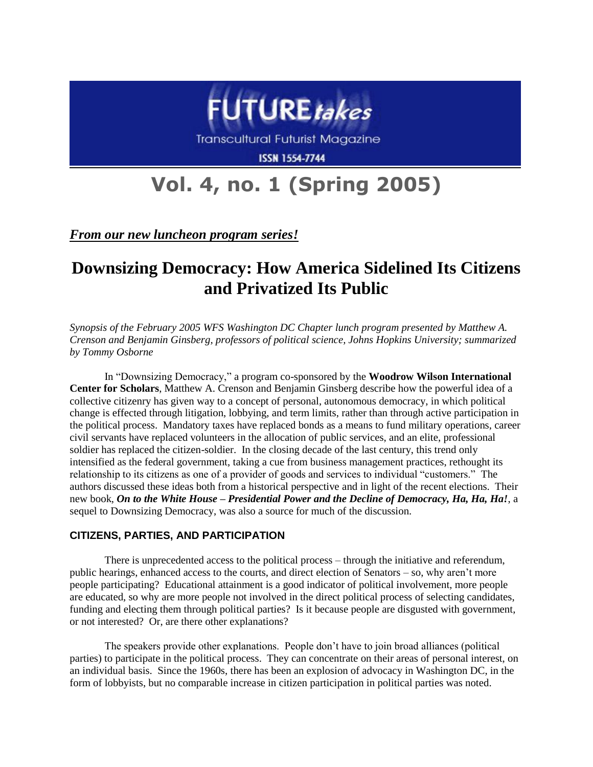# FUTURE*takes*

Transcultural Futurist Magazine

ISSN 1554-7744

# Vol. 4, no. 1 (Spring 2005)

***From our new luncheon program series!***

## Downsizing Democracy: How America Sidelined Its Citizens and Privatized Its Public

*Synopsis of the February 2005 WFS Washington DC Chapter lunch program presented by Matthew A. Crenson and Benjamin Ginsberg, professors of political science, Johns Hopkins University; summarized by Tommy Osborne*

In "Downsizing Democracy," a program co-sponsored by the **Woodrow Wilson International Center for Scholars**, Matthew A. Crenson and Benjamin Ginsberg describe how the powerful idea of a collective citizenry has given way to a concept of personal, autonomous democracy, in which political change is effected through litigation, lobbying, and term limits, rather than through active participation in the political process. Mandatory taxes have replaced bonds as a means to fund military operations, career civil servants have replaced volunteers in the allocation of public services, and an elite, professional soldier has replaced the citizen-soldier. In the closing decade of the last century, this trend only intensified as the federal government, taking a cue from business management practices, rethought its relationship to its citizens as one of a provider of goods and services to individual "customers." The authors discussed these ideas both from a historical perspective and in light of the recent elections. Their new book, ***On to the White House – Presidential Power and the Decline of Democracy, Ha, Ha, Ha!***, a sequel to Downsizing Democracy, was also a source for much of the discussion.

### CITIZENS, PARTIES, AND PARTICIPATION

There is unprecedented access to the political process – through the initiative and referendum, public hearings, enhanced access to the courts, and direct election of Senators – so, why aren't more people participating? Educational attainment is a good indicator of political involvement, more people are educated, so why are more people not involved in the direct political process of selecting candidates, funding and electing them through political parties? Is it because people are disgusted with government, or not interested? Or, are there other explanations?

The speakers provide other explanations. People don't have to join broad alliances (political parties) to participate in the political process. They can concentrate on their areas of personal interest, on an individual basis. Since the 1960s, there has been an explosion of advocacy in Washington DC, in the form of lobbyists, but no comparable increase in citizen participation in political parties was noted.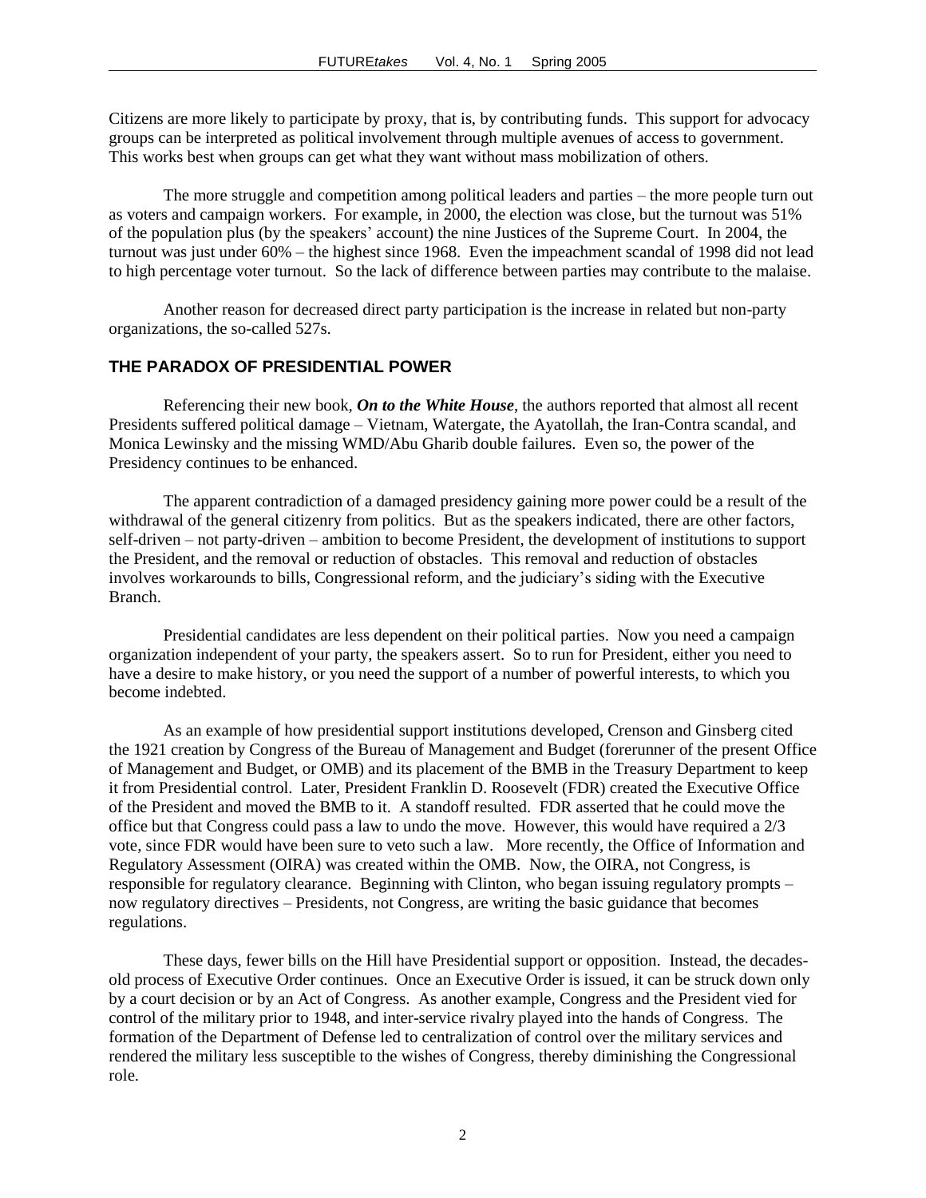Citizens are more likely to participate by proxy, that is, by contributing funds. This support for advocacy groups can be interpreted as political involvement through multiple avenues of access to government. This works best when groups can get what they want without mass mobilization of others.

The more struggle and competition among political leaders and parties – the more people turn out as voters and campaign workers. For example, in 2000, the election was close, but the turnout was 51% of the population plus (by the speakers' account) the nine Justices of the Supreme Court. In 2004, the turnout was just under 60% – the highest since 1968. Even the impeachment scandal of 1998 did not lead to high percentage voter turnout. So the lack of difference between parties may contribute to the malaise.

Another reason for decreased direct party participation is the increase in related but non-party organizations, the so-called 527s.

## THE PARADOX OF PRESIDENTIAL POWER

Referencing their new book, ***On to the White House***, the authors reported that almost all recent Presidents suffered political damage – Vietnam, Watergate, the Ayatollah, the Iran-Contra scandal, and Monica Lewinsky and the missing WMD/Abu Gharib double failures. Even so, the power of the Presidency continues to be enhanced.

The apparent contradiction of a damaged presidency gaining more power could be a result of the withdrawal of the general citizenry from politics. But as the speakers indicated, there are other factors, self-driven – not party-driven – ambition to become President, the development of institutions to support the President, and the removal or reduction of obstacles. This removal and reduction of obstacles involves workarounds to bills, Congressional reform, and the judiciary's siding with the Executive Branch.

Presidential candidates are less dependent on their political parties. Now you need a campaign organization independent of your party, the speakers assert. So to run for President, either you need to have a desire to make history, or you need the support of a number of powerful interests, to which you become indebted.

As an example of how presidential support institutions developed, Crenson and Ginsberg cited the 1921 creation by Congress of the Bureau of Management and Budget (forerunner of the present Office of Management and Budget, or OMB) and its placement of the BMB in the Treasury Department to keep it from Presidential control. Later, President Franklin D. Roosevelt (FDR) created the Executive Office of the President and moved the BMB to it. A standoff resulted. FDR asserted that he could move the office but that Congress could pass a law to undo the move. However, this would have required a 2/3 vote, since FDR would have been sure to veto such a law. More recently, the Office of Information and Regulatory Assessment (OIRA) was created within the OMB. Now, the OIRA, not Congress, is responsible for regulatory clearance. Beginning with Clinton, who began issuing regulatory prompts – now regulatory directives – Presidents, not Congress, are writing the basic guidance that becomes regulations.

These days, fewer bills on the Hill have Presidential support or opposition. Instead, the decades-old process of Executive Order continues. Once an Executive Order is issued, it can be struck down only by a court decision or by an Act of Congress. As another example, Congress and the President vied for control of the military prior to 1948, and inter-service rivalry played into the hands of Congress. The formation of the Department of Defense led to centralization of control over the military services and rendered the military less susceptible to the wishes of Congress, thereby diminishing the Congressional role.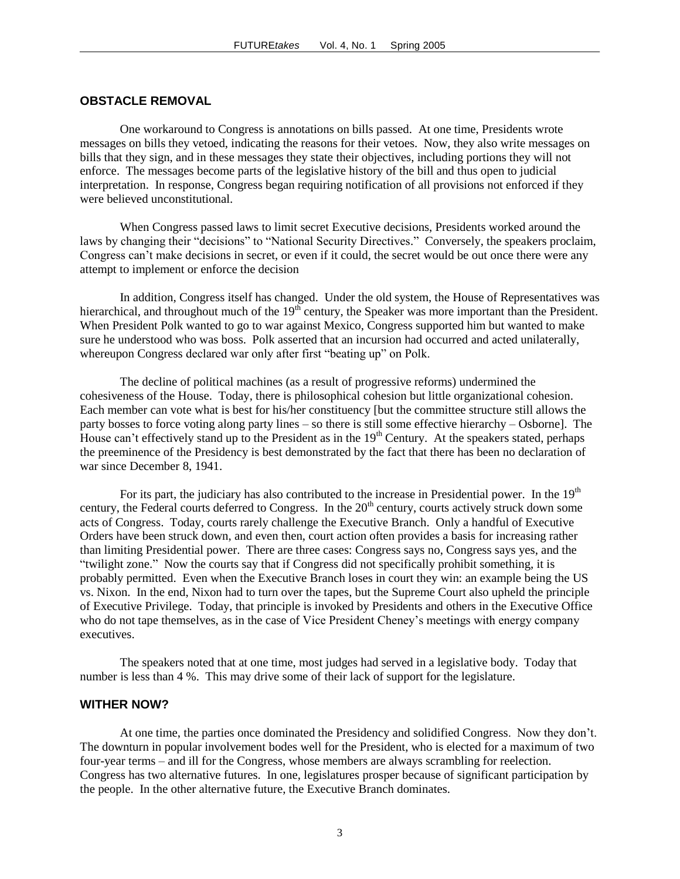## OBSTACLE REMOVAL

One workaround to Congress is annotations on bills passed. At one time, Presidents wrote messages on bills they vetoed, indicating the reasons for their vetoes. Now, they also write messages on bills that they sign, and in these messages they state their objectives, including portions they will not enforce. The messages become parts of the legislative history of the bill and thus open to judicial interpretation. In response, Congress began requiring notification of all provisions not enforced if they were believed unconstitutional.

When Congress passed laws to limit secret Executive decisions, Presidents worked around the laws by changing their "decisions" to "National Security Directives." Conversely, the speakers proclaim, Congress can't make decisions in secret, or even if it could, the secret would be out once there were any attempt to implement or enforce the decision

In addition, Congress itself has changed. Under the old system, the House of Representatives was hierarchical, and throughout much of the 19th century, the Speaker was more important than the President. When President Polk wanted to go to war against Mexico, Congress supported him but wanted to make sure he understood who was boss. Polk asserted that an incursion had occurred and acted unilaterally, whereupon Congress declared war only after first "beating up" on Polk.

The decline of political machines (as a result of progressive reforms) undermined the cohesiveness of the House. Today, there is philosophical cohesion but little organizational cohesion. Each member can vote what is best for his/her constituency [but the committee structure still allows the party bosses to force voting along party lines – so there is still some effective hierarchy – Osborne]. The House can't effectively stand up to the President as in the 19th Century. At the speakers stated, perhaps the preeminence of the Presidency is best demonstrated by the fact that there has been no declaration of war since December 8, 1941.

For its part, the judiciary has also contributed to the increase in Presidential power. In the 19th century, the Federal courts deferred to Congress. In the 20th century, courts actively struck down some acts of Congress. Today, courts rarely challenge the Executive Branch. Only a handful of Executive Orders have been struck down, and even then, court action often provides a basis for increasing rather than limiting Presidential power. There are three cases: Congress says no, Congress says yes, and the "twilight zone." Now the courts say that if Congress did not specifically prohibit something, it is probably permitted. Even when the Executive Branch loses in court they win: an example being the US vs. Nixon. In the end, Nixon had to turn over the tapes, but the Supreme Court also upheld the principle of Executive Privilege. Today, that principle is invoked by Presidents and others in the Executive Office who do not tape themselves, as in the case of Vice President Cheney's meetings with energy company executives.

The speakers noted that at one time, most judges had served in a legislative body. Today that number is less than 4 %. This may drive some of their lack of support for the legislature.

## WITHER NOW?

At one time, the parties once dominated the Presidency and solidified Congress. Now they don't. The downturn in popular involvement bodes well for the President, who is elected for a maximum of two four-year terms – and ill for the Congress, whose members are always scrambling for reelection. Congress has two alternative futures. In one, legislatures prosper because of significant participation by the people. In the other alternative future, the Executive Branch dominates.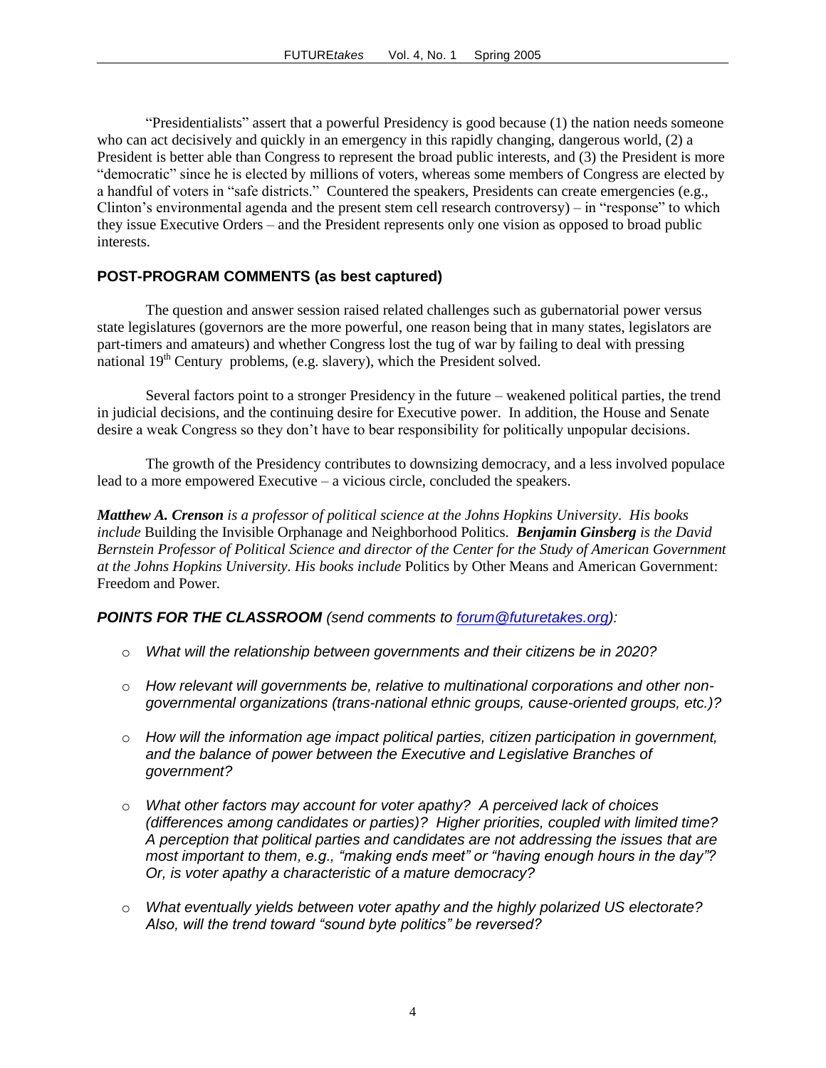"Presidentialists" assert that a powerful Presidency is good because (1) the nation needs someone who can act decisively and quickly in an emergency in this rapidly changing, dangerous world, (2) a President is better able than Congress to represent the broad public interests, and (3) the President is more "democratic" since he is elected by millions of voters, whereas some members of Congress are elected by a handful of voters in "safe districts." Countered the speakers, Presidents can create emergencies (e.g., Clinton's environmental agenda and the present stem cell research controversy) – in "response" to which they issue Executive Orders – and the President represents only one vision as opposed to broad public interests.

## POST-PROGRAM COMMENTS (as best captured)

The question and answer session raised related challenges such as gubernatorial power versus state legislatures (governors are the more powerful, one reason being that in many states, legislators are part-timers and amateurs) and whether Congress lost the tug of war by failing to deal with pressing national 19th Century problems, (e.g. slavery), which the President solved.

Several factors point to a stronger Presidency in the future – weakened political parties, the trend in judicial decisions, and the continuing desire for Executive power. In addition, the House and Senate desire a weak Congress so they don't have to bear responsibility for politically unpopular decisions.

The growth of the Presidency contributes to downsizing democracy, and a less involved populace lead to a more empowered Executive – a vicious circle, concluded the speakers.

***Matthew A. Crenson*** *is a professor of political science at the Johns Hopkins University. His books include* Building the Invisible Orphanage and Neighborhood Politics. ***Benjamin Ginsberg*** *is the David Bernstein Professor of Political Science and director of the Center for the Study of American Government at the Johns Hopkins University. His books include* Politics by Other Means and American Government: Freedom and Power.

***POINTS FOR THE CLASSROOM*** *(send comments to forum@futuretakes.org):*

- *What will the relationship between governments and their citizens be in 2020?*
- *How relevant will governments be, relative to multinational corporations and other non-governmental organizations (trans-national ethnic groups, cause-oriented groups, etc.)?*
- *How will the information age impact political parties, citizen participation in government, and the balance of power between the Executive and Legislative Branches of government?*
- *What other factors may account for voter apathy? A perceived lack of choices (differences among candidates or parties)? Higher priorities, coupled with limited time? A perception that political parties and candidates are not addressing the issues that are most important to them, e.g., "making ends meet" or "having enough hours in the day"? Or, is voter apathy a characteristic of a mature democracy?*
- *What eventually yields between voter apathy and the highly polarized US electorate? Also, will the trend toward "sound byte politics" be reversed?*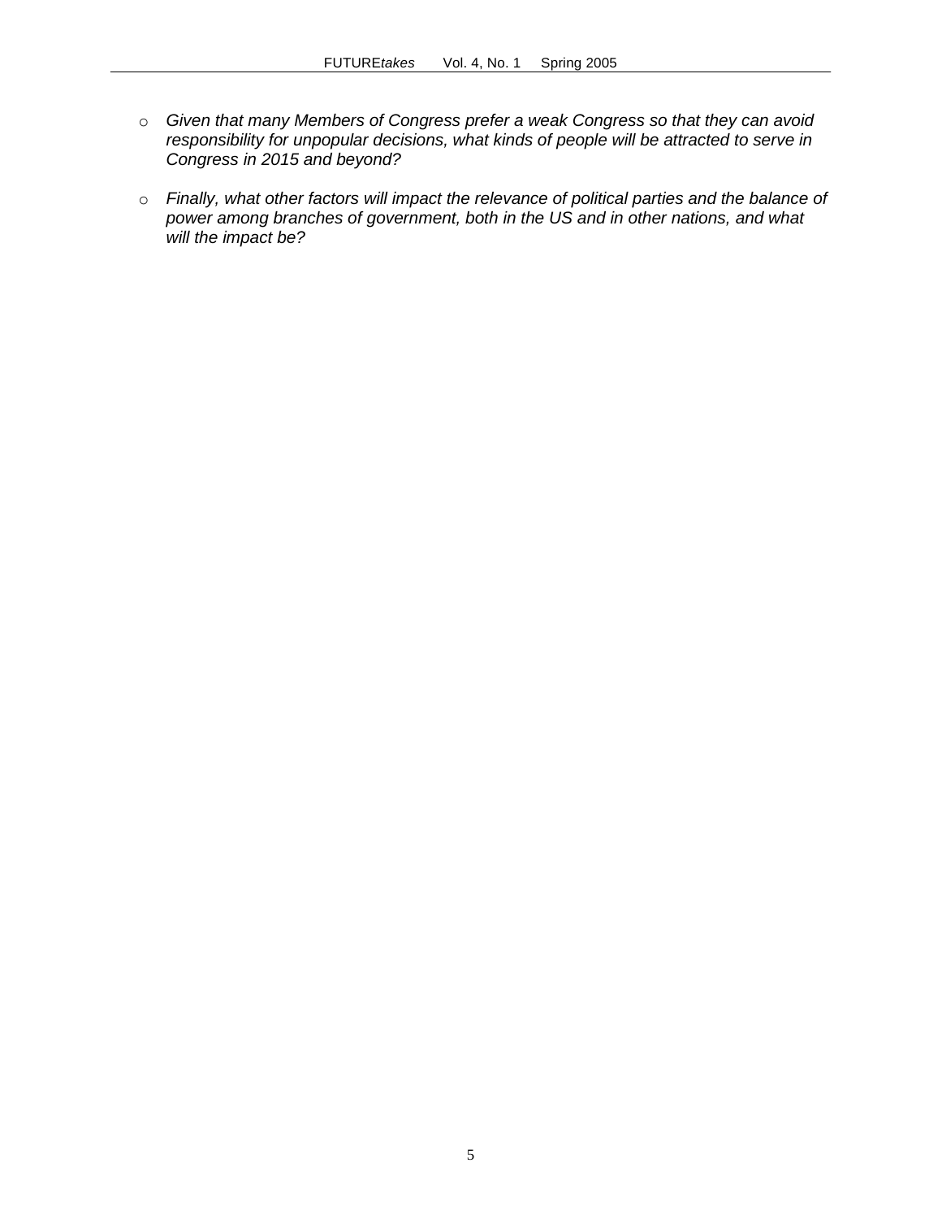- *Given that many Members of Congress prefer a weak Congress so that they can avoid responsibility for unpopular decisions, what kinds of people will be attracted to serve in Congress in 2015 and beyond?*

- *Finally, what other factors will impact the relevance of political parties and the balance of power among branches of government, both in the US and in other nations, and what will the impact be?*